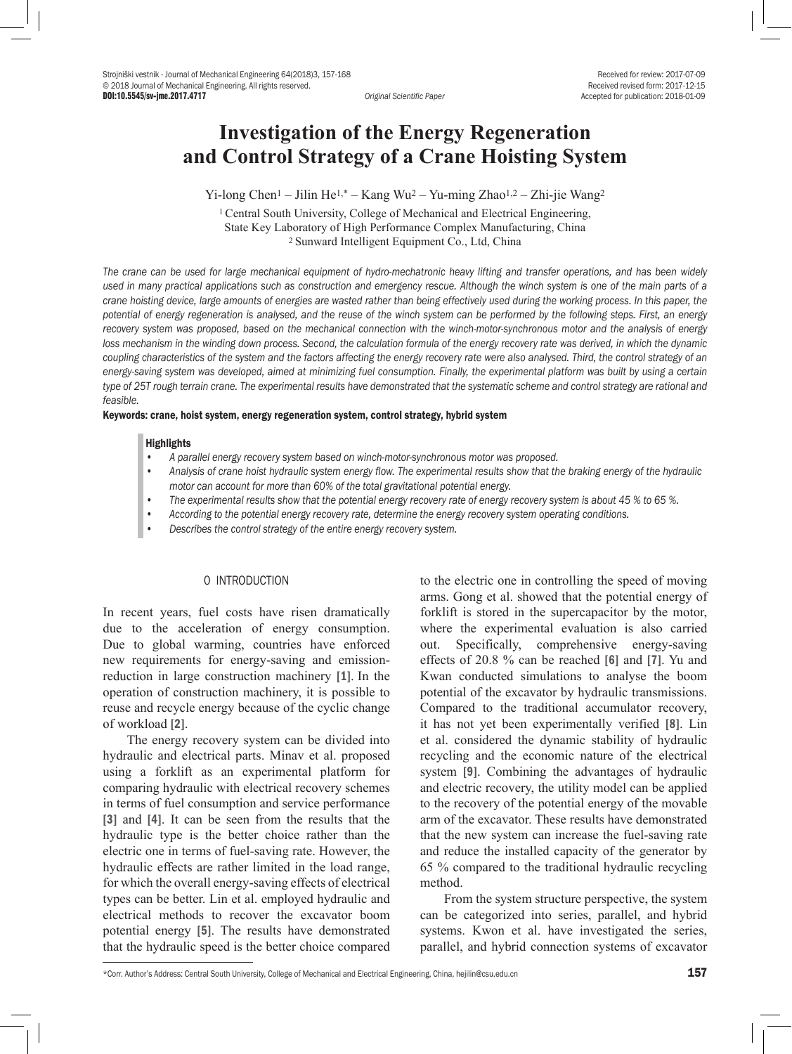Original Scientific Paper

Received for review: 2017-07-09
Received revised form: 2017-12-15
Accepted for publication: 2018-01-09

DOI:10.5545/sv-jme.2017.4717

# Investigation of the Energy Regeneration and Control Strategy of a Crane Hoisting System

Yi-long Chen[1] – Jilin He[1,*] – Kang Wu[2] – Yu-ming Zhao[1,2] – Zhi-jie Wang[2]

[1] Central South University, College of Mechanical and Electrical Engineering, State Key Laboratory of High Performance Complex Manufacturing, China
[2] Sunward Intelligent Equipment Co., Ltd, China

*The crane can be used for large mechanical equipment of hydro-mechatronic heavy lifting and transfer operations, and has been widely used in many practical applications such as construction and emergency rescue. Although the winch system is one of the main parts of a crane hoisting device, large amounts of energies are wasted rather than being effectively used during the working process. In this paper, the potential of energy regeneration is analysed, and the reuse of the winch system can be performed by the following steps. First, an energy recovery system was proposed, based on the mechanical connection with the winch-motor-synchronous motor and the analysis of energy loss mechanism in the winding down process. Second, the calculation formula of the energy recovery rate was derived, in which the dynamic coupling characteristics of the system and the factors affecting the energy recovery rate were also analysed. Third, the control strategy of an energy-saving system was developed, aimed at minimizing fuel consumption. Finally, the experimental platform was built by using a certain type of 25T rough terrain crane. The experimental results have demonstrated that the systematic scheme and control strategy are rational and feasible.*

**Keywords: crane, hoist system, energy regeneration system, control strategy, hybrid system**

**Highlights**

- *A parallel energy recovery system based on winch-motor-synchronous motor was proposed.*
- *Analysis of crane hoist hydraulic system energy flow. The experimental results show that the braking energy of the hydraulic motor can account for more than 60% of the total gravitational potential energy.*
- *The experimental results show that the potential energy recovery rate of energy recovery system is about 45 % to 65 %.*
- *According to the potential energy recovery rate, determine the energy recovery system operating conditions.*
- *Describes the control strategy of the entire energy recovery system.*

## 0 INTRODUCTION

In recent years, fuel costs have risen dramatically due to the acceleration of energy consumption. Due to global warming, countries have enforced new requirements for energy-saving and emission-reduction in large construction machinery [1]. In the operation of construction machinery, it is possible to reuse and recycle energy because of the cyclic change of workload [2].

The energy recovery system can be divided into hydraulic and electrical parts. Minav et al. proposed using a forklift as an experimental platform for comparing hydraulic with electrical recovery schemes in terms of fuel consumption and service performance [3] and [4]. It can be seen from the results that the hydraulic type is the better choice rather than the electric one in terms of fuel-saving rate. However, the hydraulic effects are rather limited in the load range, for which the overall energy-saving effects of electrical types can be better. Lin et al. employed hydraulic and electrical methods to recover the excavator boom potential energy [5]. The results have demonstrated that the hydraulic speed is the better choice compared to the electric one in controlling the speed of moving arms. Gong et al. showed that the potential energy of forklift is stored in the supercapacitor by the motor, where the experimental evaluation is also carried out. Specifically, comprehensive energy-saving effects of 20.8 % can be reached [6] and [7]. Yu and Kwan conducted simulations to analyse the boom potential of the excavator by hydraulic transmissions. Compared to the traditional accumulator recovery, it has not yet been experimentally verified [8]. Lin et al. considered the dynamic stability of hydraulic recycling and the economic nature of the electrical system [9]. Combining the advantages of hydraulic and electric recovery, the utility model can be applied to the recovery of the potential energy of the movable arm of the excavator. These results have demonstrated that the new system can increase the fuel-saving rate and reduce the installed capacity of the generator by 65 % compared to the traditional hydraulic recycling method.

From the system structure perspective, the system can be categorized into series, parallel, and hybrid systems. Kwon et al. have investigated the series, parallel, and hybrid connection systems of excavator

*Corr. Author's Address: Central South University, College of Mechanical and Electrical Engineering, China, hejilin@csu.edu.cn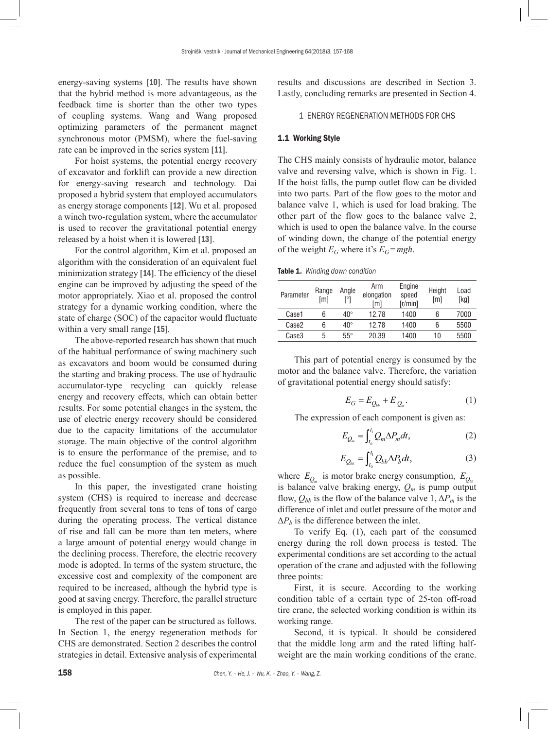energy-saving systems [10]. The results have shown that the hybrid method is more advantageous, as the feedback time is shorter than the other two types of coupling systems. Wang and Wang proposed optimizing parameters of the permanent magnet synchronous motor (PMSM), where the fuel-saving rate can be improved in the series system [11].

For hoist systems, the potential energy recovery of excavator and forklift can provide a new direction for energy-saving research and technology. Dai proposed a hybrid system that employed accumulators as energy storage components [12]. Wu et al. proposed a winch two-regulation system, where the accumulator is used to recover the gravitational potential energy released by a hoist when it is lowered [13].

For the control algorithm, Kim et al. proposed an algorithm with the consideration of an equivalent fuel minimization strategy [14]. The efficiency of the diesel engine can be improved by adjusting the speed of the motor appropriately. Xiao et al. proposed the control strategy for a dynamic working condition, where the state of charge (SOC) of the capacitor would fluctuate within a very small range [15].

The above-reported research has shown that much of the habitual performance of swing machinery such as excavators and boom would be consumed during the starting and braking process. The use of hydraulic accumulator-type recycling can quickly release energy and recovery effects, which can obtain better results. For some potential changes in the system, the use of electric energy recovery should be considered due to the capacity limitations of the accumulator storage. The main objective of the control algorithm is to ensure the performance of the premise, and to reduce the fuel consumption of the system as much as possible.

In this paper, the investigated crane hoisting system (CHS) is required to increase and decrease frequently from several tons to tens of tons of cargo during the operating process. The vertical distance of rise and fall can be more than ten meters, where a large amount of potential energy would change in the declining process. Therefore, the electric recovery mode is adopted. In terms of the system structure, the excessive cost and complexity of the component are required to be increased, although the hybrid type is good at saving energy. Therefore, the parallel structure is employed in this paper.

The rest of the paper can be structured as follows. In Section 1, the energy regeneration methods for CHS are demonstrated. Section 2 describes the control strategies in detail. Extensive analysis of experimental results and discussions are described in Section 3. Lastly, concluding remarks are presented in Section 4.

## 1 ENERGY REGENERATION METHODS FOR CHS

### 1.1 Working Style

The CHS mainly consists of hydraulic motor, balance valve and reversing valve, which is shown in Fig. 1. If the hoist falls, the pump outlet flow can be divided into two parts. Part of the flow goes to the motor and balance valve 1, which is used for load braking. The other part of the flow goes to the balance valve 2, which is used to open the balance valve. In the course of winding down, the change of the potential energy of the weight $E_G$ where it's $E_G=mgh$.

**Table 1.** *Winding down condition*

| Parameter | Range [m] | Angle [°] | Arm elongation [m] | Engine speed [r/min] | Height [m] | Load [kg] |
|---|---|---|---|---|---|---|
| Case1 | 6 | 40° | 12.78 | 1400 | 6 | 7000 |
| Case2 | 6 | 40° | 12.78 | 1400 | 6 | 5500 |
| Case3 | 5 | 55° | 20.39 | 1400 | 10 | 5500 |

This part of potential energy is consumed by the motor and the balance valve. Therefore, the variation of gravitational potential energy should satisfy:

$$E_G = E_{Q_{bb}} + E_{Q_m}. \tag{1}$$

The expression of each component is given as:

$$E_{Q_m} = \int_{t_0}^{t_1} Q_m \Delta P_m dt, \tag{2}$$

$$E_{Q_{bb}} = \int_{t_0}^{t_1} Q_{bb} \Delta P_b dt, \tag{3}$$

where $E_{Q_m}$ is motor brake energy consumption, $E_{Q_{bb}}$ is balance valve braking energy, $Q_m$ is pump output flow, $Q_{bb}$ is the flow of the balance valve 1, $\Delta P_m$ is the difference of inlet and outlet pressure of the motor and $\Delta P_b$ is the difference between the inlet.

To verify Eq. (1), each part of the consumed energy during the roll down process is tested. The experimental conditions are set according to the actual operation of the crane and adjusted with the following three points:

First, it is secure. According to the working condition table of a certain type of 25-ton off-road tire crane, the selected working condition is within its working range.

Second, it is typical. It should be considered that the middle long arm and the rated lifting half-weight are the main working conditions of the crane.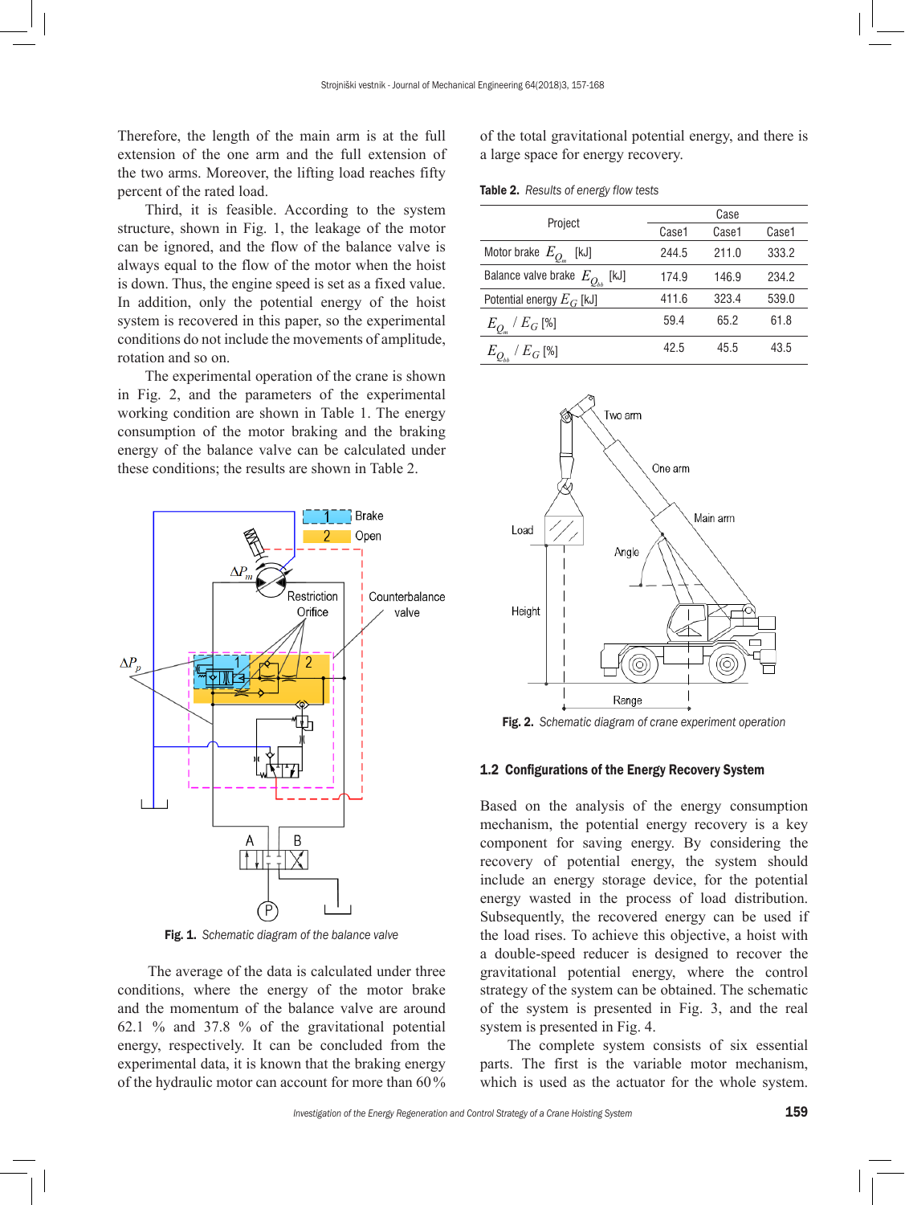Therefore, the length of the main arm is at the full extension of the one arm and the full extension of the two arms. Moreover, the lifting load reaches fifty percent of the rated load.

Third, it is feasible. According to the system structure, shown in Fig. 1, the leakage of the motor can be ignored, and the flow of the balance valve is always equal to the flow of the motor when the hoist is down. Thus, the engine speed is set as a fixed value. In addition, only the potential energy of the hoist system is recovered in this paper, so the experimental conditions do not include the movements of amplitude, rotation and so on.

The experimental operation of the crane is shown in Fig. 2, and the parameters of the experimental working condition are shown in Table 1. The energy consumption of the motor braking and the braking energy of the balance valve can be calculated under these conditions; the results are shown in Table 2.

Fig. 1. *Schematic diagram of the balance valve*

The average of the data is calculated under three conditions, where the energy of the motor brake and the momentum of the balance valve are around 62.1 % and 37.8 % of the gravitational potential energy, respectively. It can be concluded from the experimental data, it is known that the braking energy of the hydraulic motor can account for more than 60 % of the total gravitational potential energy, and there is a large space for energy recovery.

**Table 2.** *Results of energy flow tests*

| Project | Case | | |
|---|---|---|---|
| | Case1 | Case1 | Case1 |
| Motor brake $E_{Q_m}$ [kJ] | 244.5 | 211.0 | 333.2 |
| Balance valve brake $E_{Q_{bb}}$ [kJ] | 174.9 | 146.9 | 234.2 |
| Potential energy $E_G$ [kJ] | 411.6 | 323.4 | 539.0 |
| $E_{Q_m}$ / $E_G$ [%] | 59.4 | 65.2 | 61.8 |
| $E_{Q_{bb}}$ / $E_G$ [%] | 42.5 | 45.5 | 43.5 |

Fig. 2. *Schematic diagram of crane experiment operation*

### 1.2 Configurations of the Energy Recovery System

Based on the analysis of the energy consumption mechanism, the potential energy recovery is a key component for saving energy. By considering the recovery of potential energy, the system should include an energy storage device, for the potential energy wasted in the process of load distribution. Subsequently, the recovered energy can be used if the load rises. To achieve this objective, a hoist with a double-speed reducer is designed to recover the gravitational potential energy, where the control strategy of the system can be obtained. The schematic of the system is presented in Fig. 3, and the real system is presented in Fig. 4.

The complete system consists of six essential parts. The first is the variable motor mechanism, which is used as the actuator for the whole system.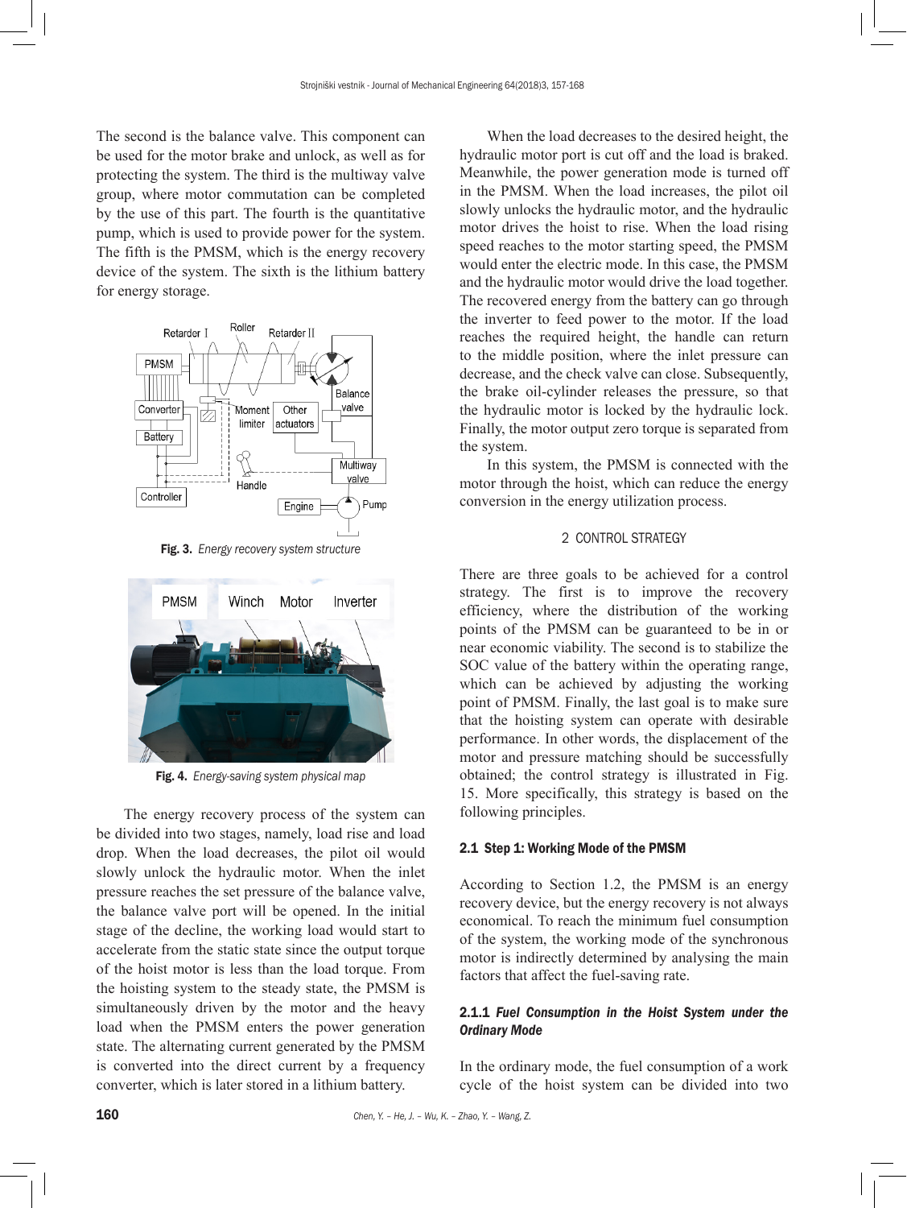The second is the balance valve. This component can be used for the motor brake and unlock, as well as for protecting the system. The third is the multiway valve group, where motor commutation can be completed by the use of this part. The fourth is the quantitative pump, which is used to provide power for the system. The fifth is the PMSM, which is the energy recovery device of the system. The sixth is the lithium battery for energy storage.

**Fig. 3.** *Energy recovery system structure*

**Fig. 4.** *Energy-saving system physical map*

The energy recovery process of the system can be divided into two stages, namely, load rise and load drop. When the load decreases, the pilot oil would slowly unlock the hydraulic motor. When the inlet pressure reaches the set pressure of the balance valve, the balance valve port will be opened. In the initial stage of the decline, the working load would start to accelerate from the static state since the output torque of the hoist motor is less than the load torque. From the hoisting system to the steady state, the PMSM is simultaneously driven by the motor and the heavy load when the PMSM enters the power generation state. The alternating current generated by the PMSM is converted into the direct current by a frequency converter, which is later stored in a lithium battery.

When the load decreases to the desired height, the hydraulic motor port is cut off and the load is braked. Meanwhile, the power generation mode is turned off in the PMSM. When the load increases, the pilot oil slowly unlocks the hydraulic motor, and the hydraulic motor drives the hoist to rise. When the load rising speed reaches to the motor starting speed, the PMSM would enter the electric mode. In this case, the PMSM and the hydraulic motor would drive the load together. The recovered energy from the battery can go through the inverter to feed power to the motor. If the load reaches the required height, the handle can return to the middle position, where the inlet pressure can decrease, and the check valve can close. Subsequently, the brake oil-cylinder releases the pressure, so that the hydraulic motor is locked by the hydraulic lock. Finally, the motor output zero torque is separated from the system.

In this system, the PMSM is connected with the motor through the hoist, which can reduce the energy conversion in the energy utilization process.

## 2 CONTROL STRATEGY

There are three goals to be achieved for a control strategy. The first is to improve the recovery efficiency, where the distribution of the working points of the PMSM can be guaranteed to be in or near economic viability. The second is to stabilize the SOC value of the battery within the operating range, which can be achieved by adjusting the working point of PMSM. Finally, the last goal is to make sure that the hoisting system can operate with desirable performance. In other words, the displacement of the motor and pressure matching should be successfully obtained; the control strategy is illustrated in Fig. 15. More specifically, this strategy is based on the following principles.

### 2.1 Step 1: Working Mode of the PMSM

According to Section 1.2, the PMSM is an energy recovery device, but the energy recovery is not always economical. To reach the minimum fuel consumption of the system, the working mode of the synchronous motor is indirectly determined by analysing the main factors that affect the fuel-saving rate.

#### 2.1.1 *Fuel Consumption in the Hoist System under the Ordinary Mode*

In the ordinary mode, the fuel consumption of a work cycle of the hoist system can be divided into two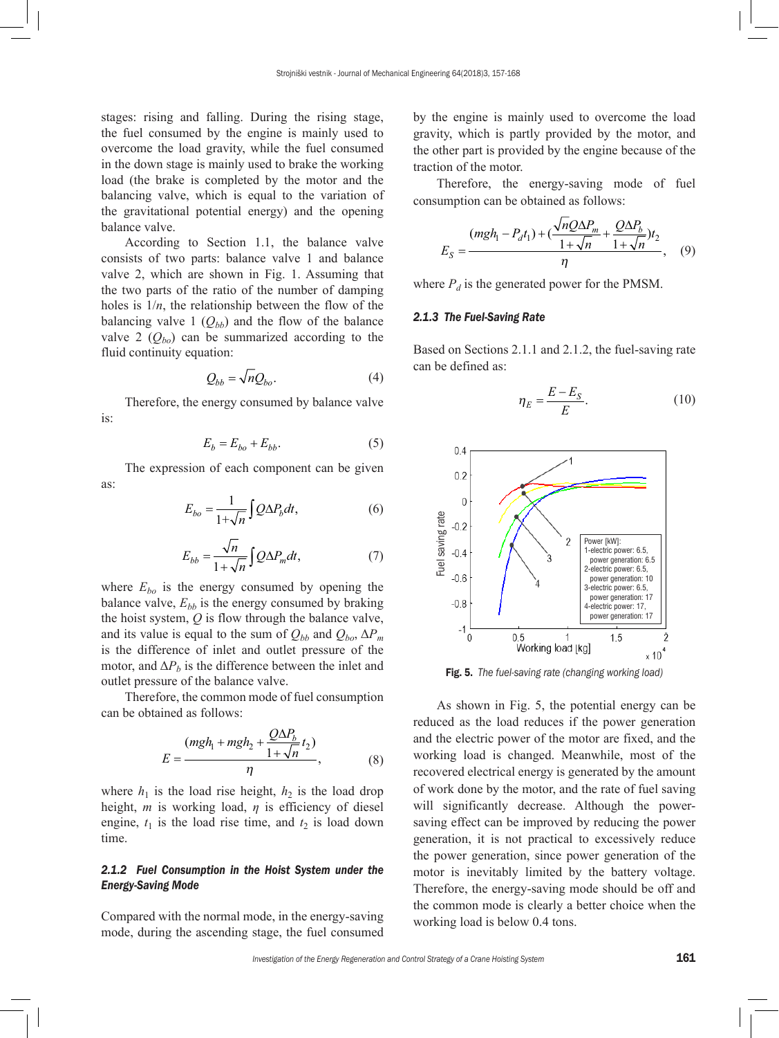stages: rising and falling. During the rising stage, the fuel consumed by the engine is mainly used to overcome the load gravity, while the fuel consumed in the down stage is mainly used to brake the working load (the brake is completed by the motor and the balancing valve, which is equal to the variation of the gravitational potential energy) and the opening balance valve.

According to Section 1.1, the balance valve consists of two parts: balance valve 1 and balance valve 2, which are shown in Fig. 1. Assuming that the two parts of the ratio of the number of damping holes is $1/n$, the relationship between the flow of the balancing valve 1 ($Q_{bb}$) and the flow of the balance valve 2 ($Q_{bo}$) can be summarized according to the fluid continuity equation:

$$Q_{bb} = \sqrt{n} Q_{bo}. \tag{4}$$

Therefore, the energy consumed by balance valve is:

$$E_b = E_{bo} + E_{bb}. \tag{5}$$

The expression of each component can be given as:

$$E_{bo} = \frac{1}{1+\sqrt{n}} \int Q \Delta P_b dt, \tag{6}$$

$$E_{bb} = \frac{\sqrt{n}}{1+\sqrt{n}} \int Q \Delta P_m dt, \tag{7}$$

where $E_{bo}$ is the energy consumed by opening the balance valve, $E_{bb}$ is the energy consumed by braking the hoist system, $Q$ is flow through the balance valve, and its value is equal to the sum of $Q_{bb}$ and $Q_{bo}$, $\Delta P_m$ is the difference of inlet and outlet pressure of the motor, and $\Delta P_b$ is the difference between the inlet and outlet pressure of the balance valve.

Therefore, the common mode of fuel consumption can be obtained as follows:

$$E = \frac{(mgh_1 + mgh_2 + \dfrac{Q\Delta P_b}{1+\sqrt{n}} t_2)}{\eta}, \tag{8}$$

where $h_1$ is the load rise height, $h_2$ is the load drop height, $m$ is working load, $\eta$ is efficiency of diesel engine, $t_1$ is the load rise time, and $t_2$ is load down time.

### 2.1.2 Fuel Consumption in the Hoist System under the Energy-Saving Mode

Compared with the normal mode, in the energy-saving mode, during the ascending stage, the fuel consumed by the engine is mainly used to overcome the load gravity, which is partly provided by the motor, and the other part is provided by the engine because of the traction of the motor.

Therefore, the energy-saving mode of fuel consumption can be obtained as follows:

$$E_S = \frac{(mgh_1 - P_d t_1) + (\dfrac{\sqrt{n} Q \Delta P_m}{1+\sqrt{n}} + \dfrac{Q \Delta P_b}{1+\sqrt{n}}) t_2}{\eta}, \tag{9}$$

where $P_d$ is the generated power for the PMSM.

### 2.1.3 The Fuel-Saving Rate

Based on Sections 2.1.1 and 2.1.2, the fuel-saving rate can be defined as:

$$\eta_E = \frac{E - E_S}{E}. \tag{10}$$

**Fig. 5.** *The fuel-saving rate (changing working load)*

As shown in Fig. 5, the potential energy can be reduced as the load reduces if the power generation and the electric power of the motor are fixed, and the working load is changed. Meanwhile, most of the recovered electrical energy is generated by the amount of work done by the motor, and the rate of fuel saving will significantly decrease. Although the power-saving effect can be improved by reducing the power generation, it is not practical to excessively reduce the power generation, since power generation of the motor is inevitably limited by the battery voltage. Therefore, the energy-saving mode should be off and the common mode is clearly a better choice when the working load is below 0.4 tons.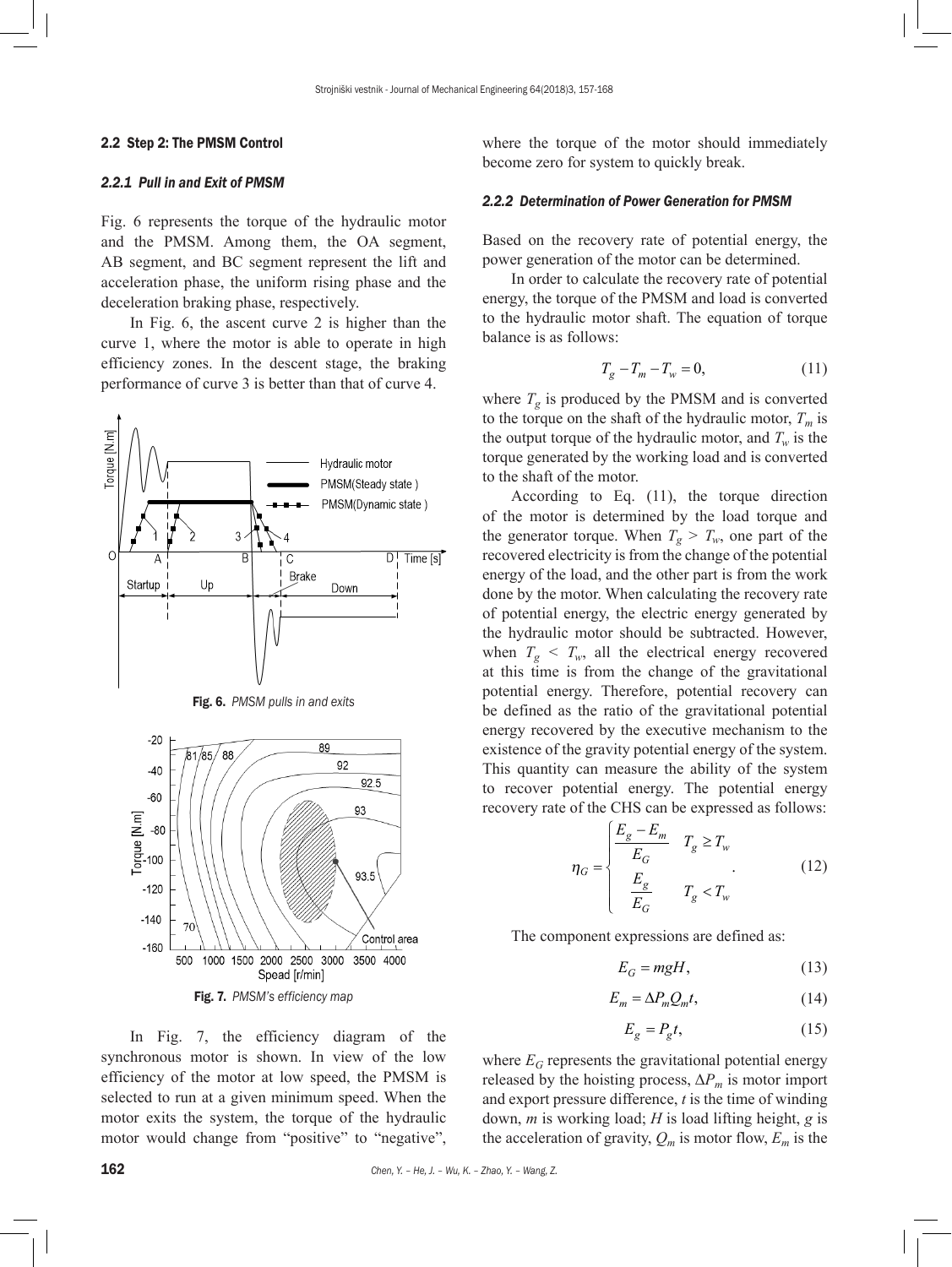### 2.2 Step 2: The PMSM Control

#### *2.2.1 Pull in and Exit of PMSM*

Fig. 6 represents the torque of the hydraulic motor and the PMSM. Among them, the OA segment, AB segment, and BC segment represent the lift and acceleration phase, the uniform rising phase and the deceleration braking phase, respectively.

In Fig. 6, the ascent curve 2 is higher than the curve 1, where the motor is able to operate in high efficiency zones. In the descent stage, the braking performance of curve 3 is better than that of curve 4.

**Fig. 6.** *PMSM pulls in and exits*

**Fig. 7.** *PMSM's efficiency map*

In Fig. 7, the efficiency diagram of the synchronous motor is shown. In view of the low efficiency of the motor at low speed, the PMSM is selected to run at a given minimum speed. When the motor exits the system, the torque of the hydraulic motor would change from "positive" to "negative", where the torque of the motor should immediately become zero for system to quickly break.

#### *2.2.2 Determination of Power Generation for PMSM*

Based on the recovery rate of potential energy, the power generation of the motor can be determined.

In order to calculate the recovery rate of potential energy, the torque of the PMSM and load is converted to the hydraulic motor shaft. The equation of torque balance is as follows:

$$T_g - T_m - T_w = 0, \tag{11}$$

where $T_g$ is produced by the PMSM and is converted to the torque on the shaft of the hydraulic motor, $T_m$ is the output torque of the hydraulic motor, and $T_w$ is the torque generated by the working load and is converted to the shaft of the motor.

According to Eq. (11), the torque direction of the motor is determined by the load torque and the generator torque. When $T_g > T_w$, one part of the recovered electricity is from the change of the potential energy of the load, and the other part is from the work done by the motor. When calculating the recovery rate of potential energy, the electric energy generated by the hydraulic motor should be subtracted. However, when $T_g < T_w$, all the electrical energy recovered at this time is from the change of the gravitational potential energy. Therefore, potential recovery can be defined as the ratio of the gravitational potential energy recovered by the executive mechanism to the existence of the gravity potential energy of the system. This quantity can measure the ability of the system to recover potential energy. The potential energy recovery rate of the CHS can be expressed as follows:

$$\eta_G = \begin{cases} \dfrac{E_g - E_m}{E_G} & T_g \geq T_w \\ \dfrac{E_g}{E_G} & T_g < T_w \end{cases}. \tag{12}$$

The component expressions are defined as:

$$E_G = mgH, \tag{13}$$

$$E_m = \Delta P_m Q_m t, \tag{14}$$

$$E_g = P_g t, \tag{15}$$

where $E_G$ represents the gravitational potential energy released by the hoisting process, $\Delta P_m$ is motor import and export pressure difference, $t$ is the time of winding down, $m$ is working load; $H$ is load lifting height, $g$ is the acceleration of gravity, $Q_m$ is motor flow, $E_m$ is the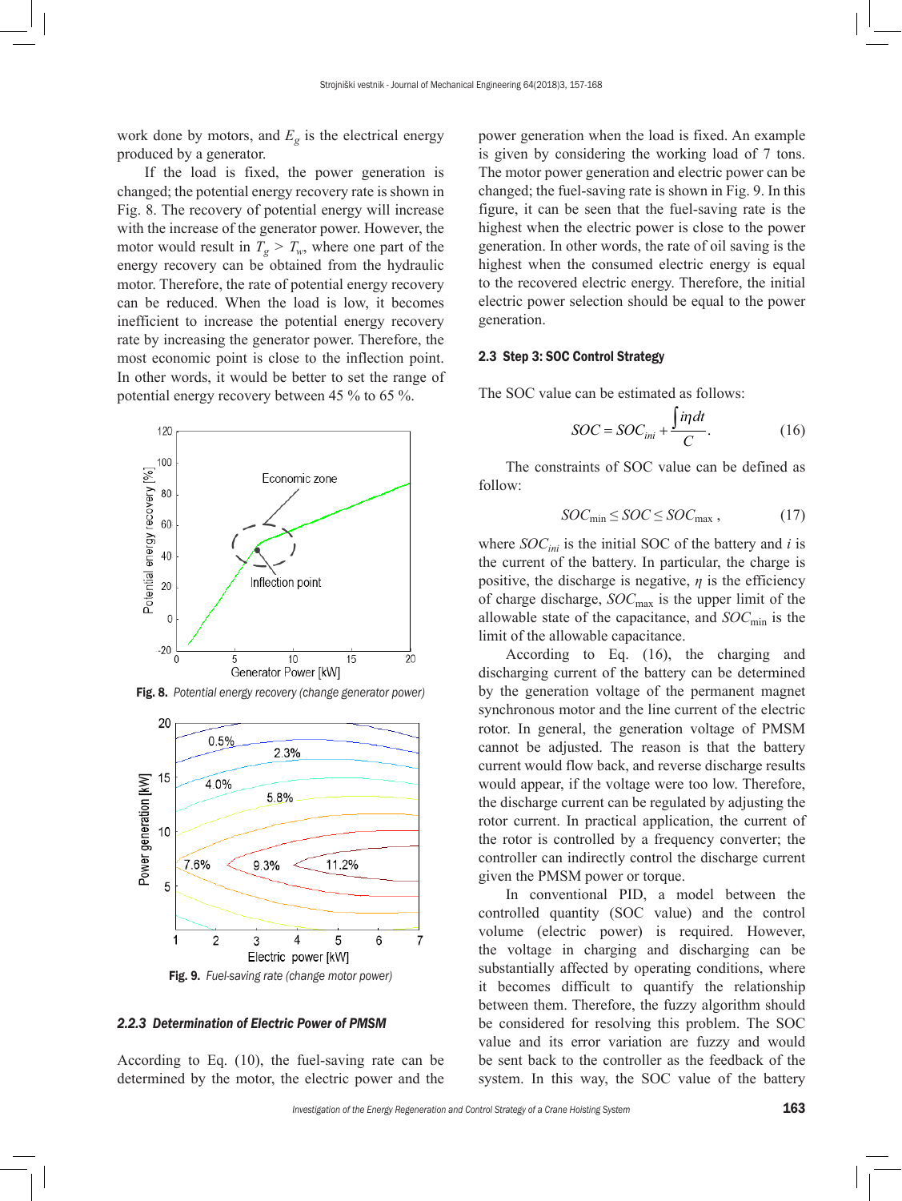work done by motors, and $E_g$ is the electrical energy produced by a generator.

If the load is fixed, the power generation is changed; the potential energy recovery rate is shown in Fig. 8. The recovery of potential energy will increase with the increase of the generator power. However, the motor would result in $T_g > T_w$, where one part of the energy recovery can be obtained from the hydraulic motor. Therefore, the rate of potential energy recovery can be reduced. When the load is low, it becomes inefficient to increase the potential energy recovery rate by increasing the generator power. Therefore, the most economic point is close to the inflection point. In other words, it would be better to set the range of potential energy recovery between 45 % to 65 %.

**Fig. 8.** *Potential energy recovery (change generator power)*

**Fig. 9.** *Fuel-saving rate (change motor power)*

#### 2.2.3 Determination of Electric Power of PMSM

According to Eq. (10), the fuel-saving rate can be determined by the motor, the electric power and the power generation when the load is fixed. An example is given by considering the working load of 7 tons. The motor power generation and electric power can be changed; the fuel-saving rate is shown in Fig. 9. In this figure, it can be seen that the fuel-saving rate is the highest when the electric power is close to the power generation. In other words, the rate of oil saving is the highest when the consumed electric energy is equal to the recovered electric energy. Therefore, the initial electric power selection should be equal to the power generation.

### 2.3 Step 3: SOC Control Strategy

The SOC value can be estimated as follows:

$$SOC = SOC_{ini} + \frac{\int i\eta dt}{C}. \tag{16}$$

The constraints of SOC value can be defined as follow:

$$SOC_{\min} \leq SOC \leq SOC_{\max}, \tag{17}$$

where $SOC_{ini}$ is the initial SOC of the battery and $i$ is the current of the battery. In particular, the charge is positive, the discharge is negative, $\eta$ is the efficiency of charge discharge, $SOC_{\max}$ is the upper limit of the allowable state of the capacitance, and $SOC_{\min}$ is the limit of the allowable capacitance.

According to Eq. (16), the charging and discharging current of the battery can be determined by the generation voltage of the permanent magnet synchronous motor and the line current of the electric rotor. In general, the generation voltage of PMSM cannot be adjusted. The reason is that the battery current would flow back, and reverse discharge results would appear, if the voltage were too low. Therefore, the discharge current can be regulated by adjusting the rotor current. In practical application, the current of the rotor is controlled by a frequency converter; the controller can indirectly control the discharge current given the PMSM power or torque.

In conventional PID, a model between the controlled quantity (SOC value) and the control volume (electric power) is required. However, the voltage in charging and discharging can be substantially affected by operating conditions, where it becomes difficult to quantify the relationship between them. Therefore, the fuzzy algorithm should be considered for resolving this problem. The SOC value and its error variation are fuzzy and would be sent back to the controller as the feedback of the system. In this way, the SOC value of the battery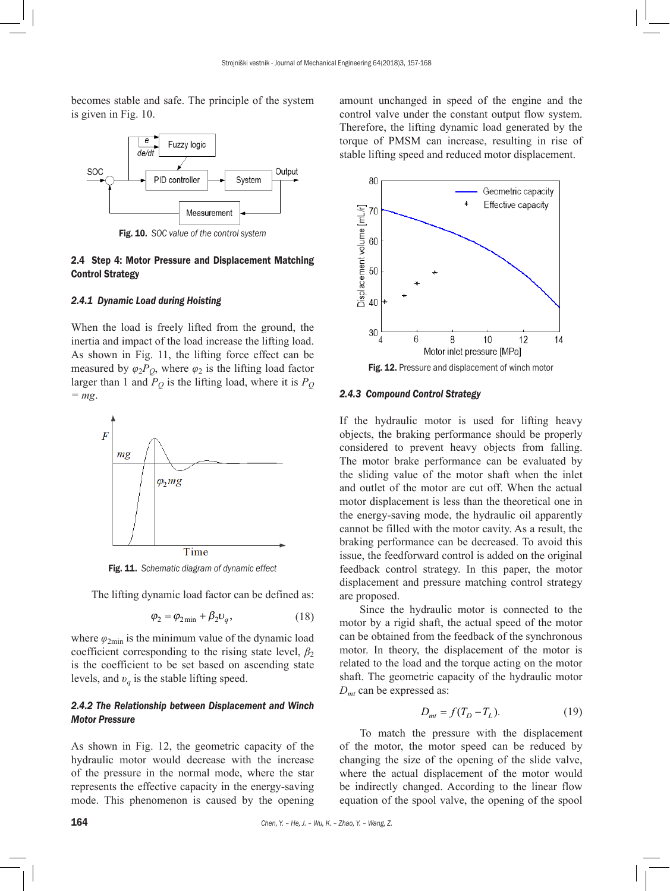becomes stable and safe. The principle of the system is given in Fig. 10.

Fig. 10. *SOC value of the control system*

### 2.4 Step 4: Motor Pressure and Displacement Matching Control Strategy

#### *2.4.1 Dynamic Load during Hoisting*

When the load is freely lifted from the ground, the inertia and impact of the load increase the lifting load. As shown in Fig. 11, the lifting force effect can be measured by $\varphi_2 P_Q$, where $\varphi_2$ is the lifting load factor larger than 1 and $P_Q$ is the lifting load, where it is $P_Q = mg$.

Fig. 11. *Schematic diagram of dynamic effect*

The lifting dynamic load factor can be defined as:

$$\varphi_2 = \varphi_{2\min} + \beta_2 \upsilon_q, \tag{18}$$

where $\varphi_{2\min}$ is the minimum value of the dynamic load coefficient corresponding to the rising state level, $\beta_2$ is the coefficient to be set based on ascending state levels, and $\upsilon_q$ is the stable lifting speed.

#### *2.4.2 The Relationship between Displacement and Winch Motor Pressure*

As shown in Fig. 12, the geometric capacity of the hydraulic motor would decrease with the increase of the pressure in the normal mode, where the star represents the effective capacity in the energy-saving mode. This phenomenon is caused by the opening amount unchanged in speed of the engine and the control valve under the constant output flow system. Therefore, the lifting dynamic load generated by the torque of PMSM can increase, resulting in rise of stable lifting speed and reduced motor displacement.

Fig. 12. Pressure and displacement of winch motor

#### *2.4.3 Compound Control Strategy*

If the hydraulic motor is used for lifting heavy objects, the braking performance should be properly considered to prevent heavy objects from falling. The motor brake performance can be evaluated by the sliding value of the motor shaft when the inlet and outlet of the motor are cut off. When the actual motor displacement is less than the theoretical one in the energy-saving mode, the hydraulic oil apparently cannot be filled with the motor cavity. As a result, the braking performance can be decreased. To avoid this issue, the feedforward control is added on the original feedback control strategy. In this paper, the motor displacement and pressure matching control strategy are proposed.

Since the hydraulic motor is connected to the motor by a rigid shaft, the actual speed of the motor can be obtained from the feedback of the synchronous motor. In theory, the displacement of the motor is related to the load and the torque acting on the motor shaft. The geometric capacity of the hydraulic motor $D_{mt}$ can be expressed as:

$$D_{mt} = f(T_D - T_L). \tag{19}$$

To match the pressure with the displacement of the motor, the motor speed can be reduced by changing the size of the opening of the slide valve, where the actual displacement of the motor would be indirectly changed. According to the linear flow equation of the spool valve, the opening of the spool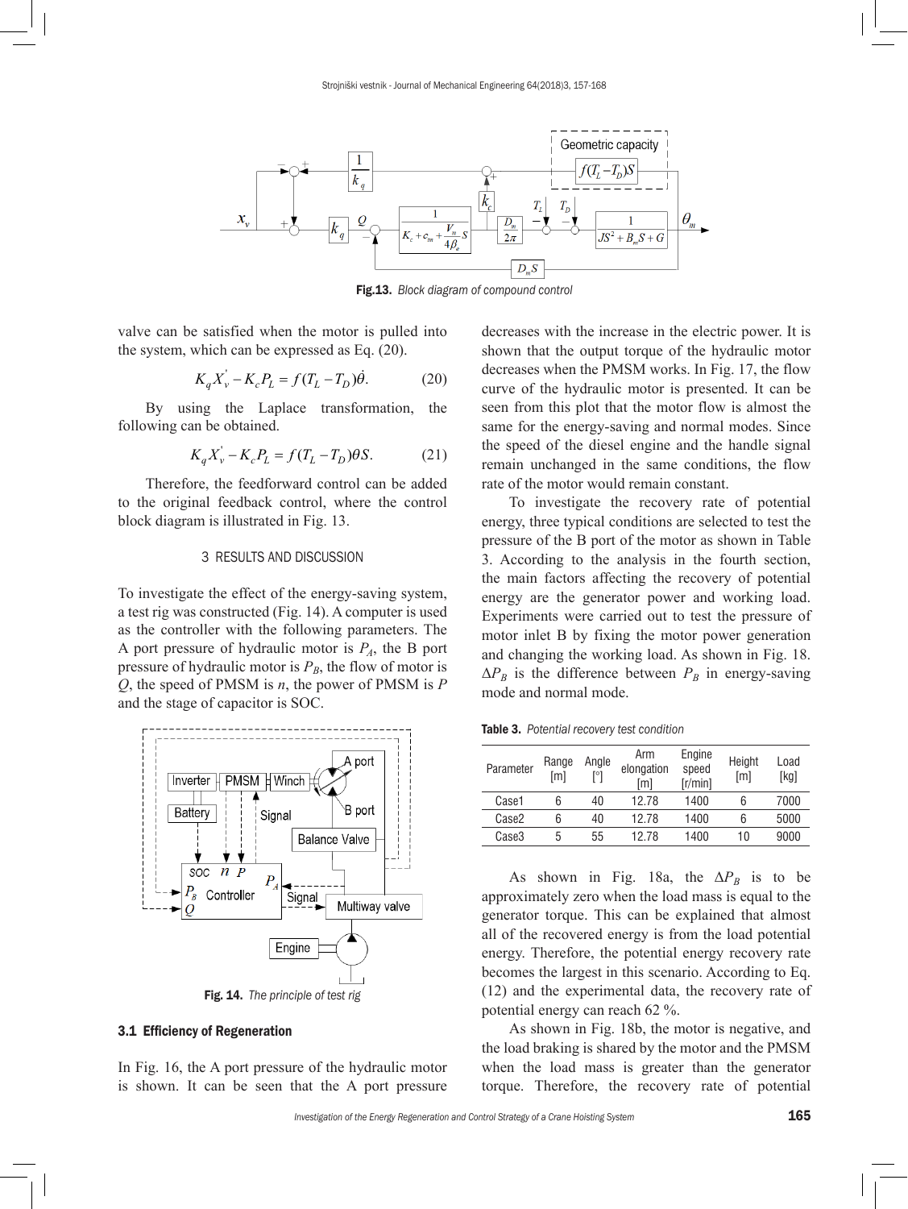Fig.13. *Block diagram of compound control*

valve can be satisfied when the motor is pulled into the system, which can be expressed as Eq. (20).

$$K_q X_v^{'} - K_c P_L = f(T_L - T_D)\dot{\theta}. \quad (20)$$

By using the Laplace transformation, the following can be obtained.

$$K_q X_v^{'} - K_c P_L = f(T_L - T_D)\theta S. \quad (21)$$

Therefore, the feedforward control can be added to the original feedback control, where the control block diagram is illustrated in Fig. 13.

## 3 RESULTS AND DISCUSSION

To investigate the effect of the energy-saving system, a test rig was constructed (Fig. 14). A computer is used as the controller with the following parameters. The A port pressure of hydraulic motor is $P_A$, the B port pressure of hydraulic motor is $P_B$, the flow of motor is $Q$, the speed of PMSM is $n$, the power of PMSM is $P$ and the stage of capacitor is SOC.

Fig. 14. *The principle of test rig*

### 3.1 Efficiency of Regeneration

In Fig. 16, the A port pressure of the hydraulic motor is shown. It can be seen that the A port pressure decreases with the increase in the electric power. It is shown that the output torque of the hydraulic motor decreases when the PMSM works. In Fig. 17, the flow curve of the hydraulic motor is presented. It can be seen from this plot that the motor flow is almost the same for the energy-saving and normal modes. Since the speed of the diesel engine and the handle signal remain unchanged in the same conditions, the flow rate of the motor would remain constant.

To investigate the recovery rate of potential energy, three typical conditions are selected to test the pressure of the B port of the motor as shown in Table 3. According to the analysis in the fourth section, the main factors affecting the recovery of potential energy are the generator power and working load. Experiments were carried out to test the pressure of motor inlet B by fixing the motor power generation and changing the working load. As shown in Fig. 18. $\Delta P_B$ is the difference between $P_B$ in energy-saving mode and normal mode.

**Table 3.** *Potential recovery test condition*

| Parameter | Range [m] | Angle [°] | Arm elongation [m] | Engine speed [r/min] | Height [m] | Load [kg] |
|---|---|---|---|---|---|---|
| Case1 | 6 | 40 | 12.78 | 1400 | 6 | 7000 |
| Case2 | 6 | 40 | 12.78 | 1400 | 6 | 5000 |
| Case3 | 5 | 55 | 12.78 | 1400 | 10 | 9000 |

As shown in Fig. 18a, the $\Delta P_B$ is to be approximately zero when the load mass is equal to the generator torque. This can be explained that almost all of the recovered energy is from the load potential energy. Therefore, the potential energy recovery rate becomes the largest in this scenario. According to Eq. (12) and the experimental data, the recovery rate of potential energy can reach 62 %.

As shown in Fig. 18b, the motor is negative, and the load braking is shared by the motor and the PMSM when the load mass is greater than the generator torque. Therefore, the recovery rate of potential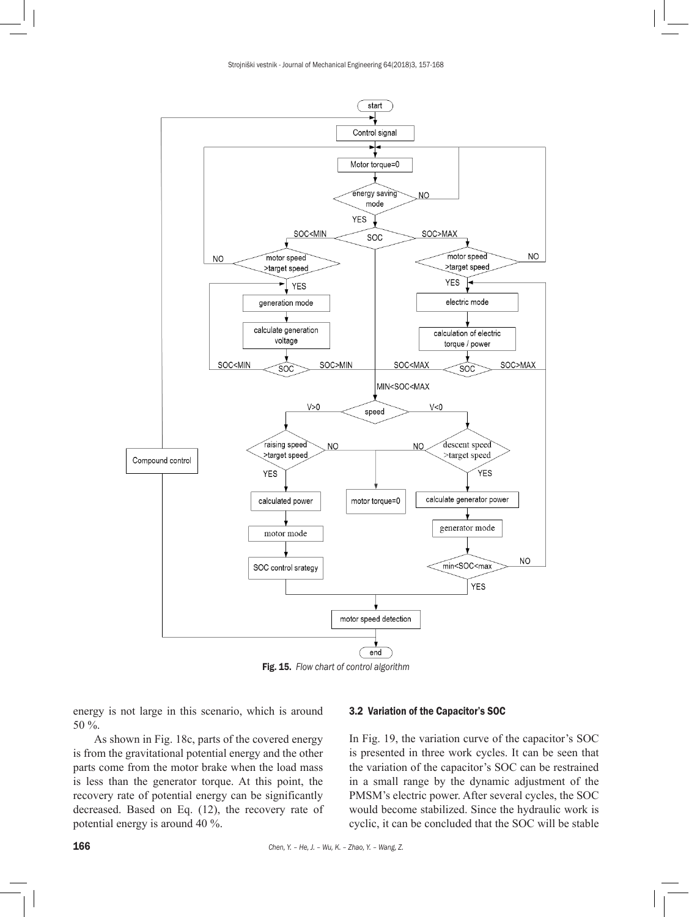Fig. 15. *Flow chart of control algorithm*

energy is not large in this scenario, which is around 50 %.

As shown in Fig. 18c, parts of the covered energy is from the gravitational potential energy and the other parts come from the motor brake when the load mass is less than the generator torque. At this point, the recovery rate of potential energy can be significantly decreased. Based on Eq. (12), the recovery rate of potential energy is around 40 %.

### 3.2 Variation of the Capacitor's SOC

In Fig. 19, the variation curve of the capacitor's SOC is presented in three work cycles. It can be seen that the variation of the capacitor's SOC can be restrained in a small range by the dynamic adjustment of the PMSM's electric power. After several cycles, the SOC would become stabilized. Since the hydraulic work is cyclic, it can be concluded that the SOC will be stable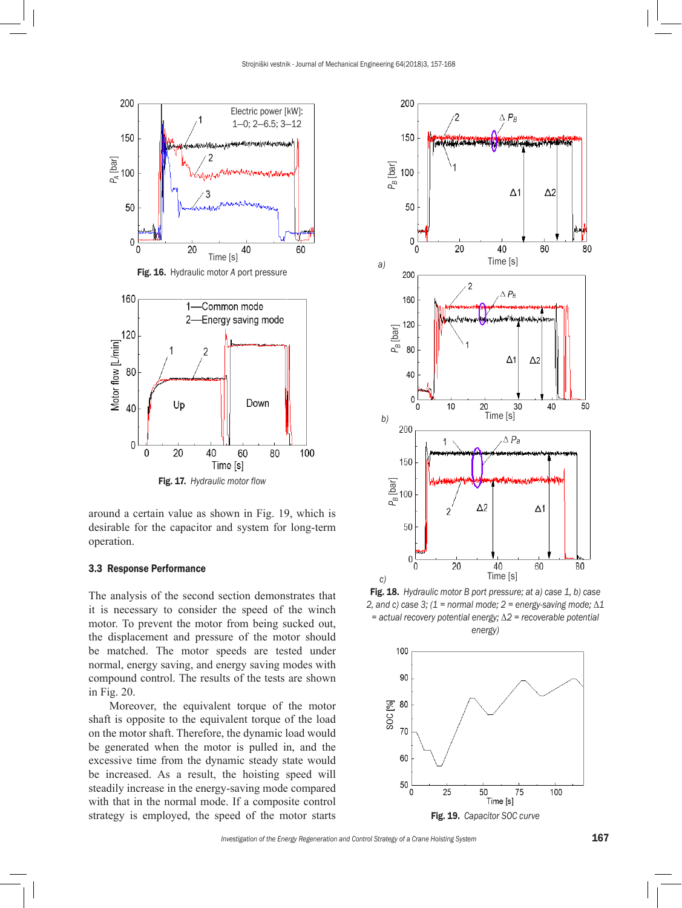Fig. 16. *Hydraulic motor A port pressure*

Fig. 17. *Hydraulic motor flow*

around a certain value as shown in Fig. 19, which is desirable for the capacitor and system for long-term operation.

### 3.3 Response Performance

The analysis of the second section demonstrates that it is necessary to consider the speed of the winch motor. To prevent the motor from being sucked out, the displacement and pressure of the motor should be matched. The motor speeds are tested under normal, energy saving, and energy saving modes with compound control. The results of the tests are shown in Fig. 20.

Moreover, the equivalent torque of the motor shaft is opposite to the equivalent torque of the load on the motor shaft. Therefore, the dynamic load would be generated when the motor is pulled in, and the excessive time from the dynamic steady state would be increased. As a result, the hoisting speed will steadily increase in the energy-saving mode compared with that in the normal mode. If a composite control strategy is employed, the speed of the motor starts

Fig. 18. *Hydraulic motor B port pressure; at a) case 1, b) case 2, and c) case 3; (1 = normal mode; 2 = energy-saving mode; Δ1 = actual recovery potential energy; Δ2 = recoverable potential energy)*

Fig. 19. *Capacitor SOC curve*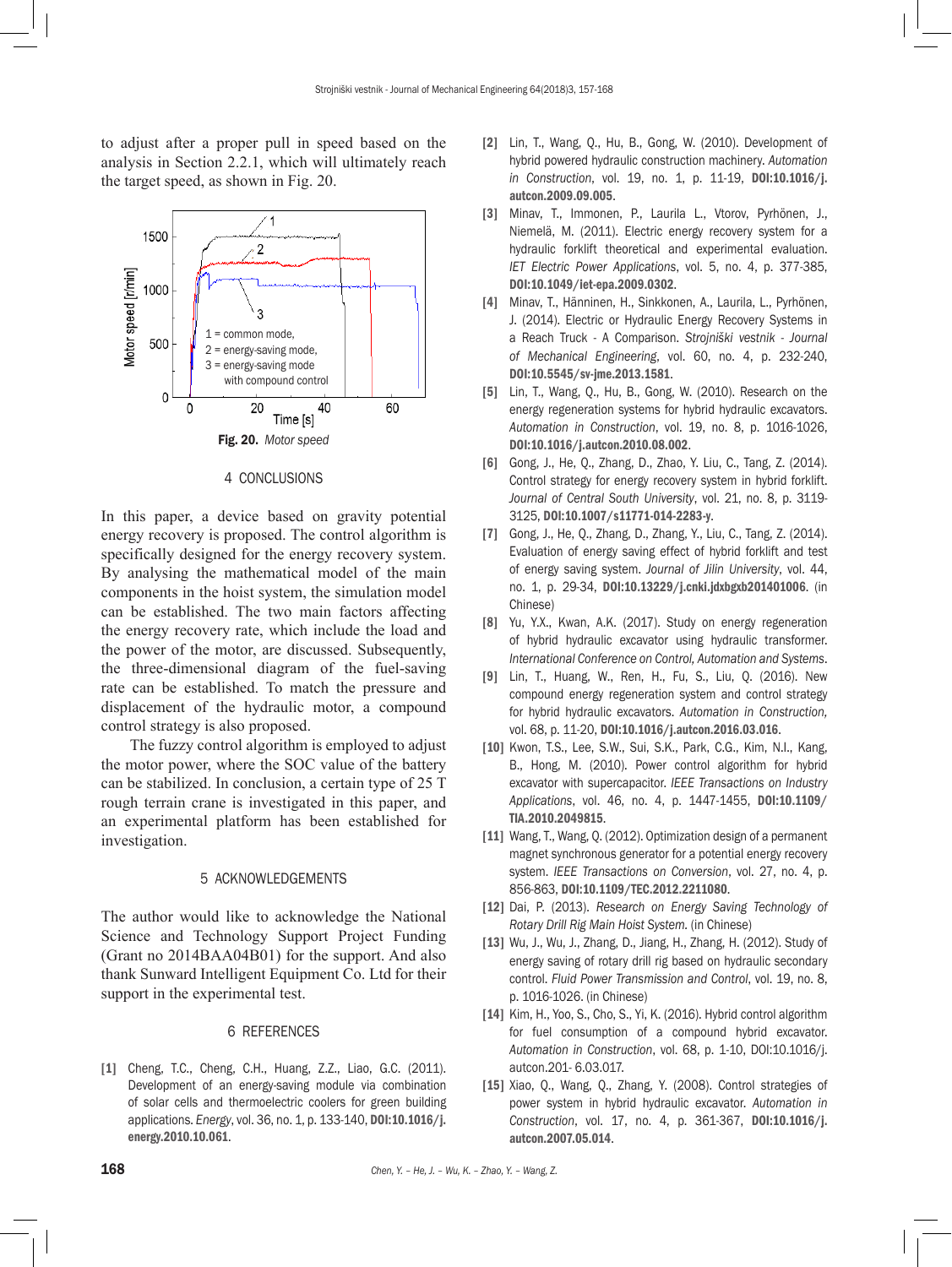to adjust after a proper pull in speed based on the analysis in Section 2.2.1, which will ultimately reach the target speed, as shown in Fig. 20.

Motor speed [r/min]
1500
1000
500
0
0
20
40
60
Time [s]
1
2
3
1 = common mode,
2 = energy-saving mode,
3 = energy-saving mode with compound control

**Fig. 20.** *Motor speed*

## 4 CONCLUSIONS

In this paper, a device based on gravity potential energy recovery is proposed. The control algorithm is specifically designed for the energy recovery system. By analysing the mathematical model of the main components in the hoist system, the simulation model can be established. The two main factors affecting the energy recovery rate, which include the load and the power of the motor, are discussed. Subsequently, the three-dimensional diagram of the fuel-saving rate can be established. To match the pressure and displacement of the hydraulic motor, a compound control strategy is also proposed.

The fuzzy control algorithm is employed to adjust the motor power, where the SOC value of the battery can be stabilized. In conclusion, a certain type of 25 T rough terrain crane is investigated in this paper, and an experimental platform has been established for investigation.

## 5 ACKNOWLEDGEMENTS

The author would like to acknowledge the National Science and Technology Support Project Funding (Grant no 2014BAA04B01) for the support. And also thank Sunward Intelligent Equipment Co. Ltd for their support in the experimental test.

## 6 REFERENCES

[1] Cheng, T.C., Cheng, C.H., Huang, Z.Z., Liao, G.C. (2011). Development of an energy-saving module via combination of solar cells and thermoelectric coolers for green building applications. *Energy*, vol. 36, no. 1, p. 133-140, **DOI:10.1016/j.energy.2010.10.061**.

[2] Lin, T., Wang, Q., Hu, B., Gong, W. (2010). Development of hybrid powered hydraulic construction machinery. *Automation in Construction*, vol. 19, no. 1, p. 11-19, **DOI:10.1016/j.autcon.2009.09.005**.

[3] Minav, T., Immonen, P., Laurila L., Vtorov, Pyrhönen, J., Niemelä, M. (2011). Electric energy recovery system for a hydraulic forklift theoretical and experimental evaluation. *IET Electric Power Applications*, vol. 5, no. 4, p. 377-385, **DOI:10.1049/iet-epa.2009.0302**.

[4] Minav, T., Hänninen, H., Sinkkonen, A., Laurila, L., Pyrhönen, J. (2014). Electric or Hydraulic Energy Recovery Systems in a Reach Truck - A Comparison. *Strojniški vestnik - Journal of Mechanical Engineering*, vol. 60, no. 4, p. 232-240, **DOI:10.5545/sv-jme.2013.1581**.

[5] Lin, T., Wang, Q., Hu, B., Gong, W. (2010). Research on the energy regeneration systems for hybrid hydraulic excavators. *Automation in Construction*, vol. 19, no. 8, p. 1016-1026, **DOI:10.1016/j.autcon.2010.08.002**.

[6] Gong, J., He, Q., Zhang, D., Zhao, Y. Liu, C., Tang, Z. (2014). Control strategy for energy recovery system in hybrid forklift. *Journal of Central South University*, vol. 21, no. 8, p. 3119-3125, **DOI:10.1007/s11771-014-2283-y**.

[7] Gong, J., He, Q., Zhang, D., Zhang, Y., Liu, C., Tang, Z. (2014). Evaluation of energy saving effect of hybrid forklift and test of energy saving system. *Journal of Jilin University*, vol. 44, no. 1, p. 29-34, **DOI:10.13229/j.cnki.jdxbgxb201401006**. (in Chinese)

[8] Yu, Y.X., Kwan, A.K. (2017). Study on energy regeneration of hybrid hydraulic excavator using hydraulic transformer. *International Conference on Control, Automation and Systems*.

[9] Lin, T., Huang, W., Ren, H., Fu, S., Liu, Q. (2016). New compound energy regeneration system and control strategy for hybrid hydraulic excavators. *Automation in Construction*, vol. 68, p. 11-20, **DOI:10.1016/j.autcon.2016.03.016**.

[10] Kwon, T.S., Lee, S.W., Sui, S.K., Park, C.G., Kim, N.I., Kang, B., Hong, M. (2010). Power control algorithm for hybrid excavator with supercapacitor. *IEEE Transactions on Industry Applications*, vol. 46, no. 4, p. 1447-1455, **DOI:10.1109/TIA.2010.2049815**.

[11] Wang, T., Wang, Q. (2012). Optimization design of a permanent magnet synchronous generator for a potential energy recovery system. *IEEE Transactions on Conversion*, vol. 27, no. 4, p. 856-863, **DOI:10.1109/TEC.2012.2211080**.

[12] Dai, P. (2013). *Research on Energy Saving Technology of Rotary Drill Rig Main Hoist System*. (in Chinese)

[13] Wu, J., Wu, J., Zhang, D., Jiang, H., Zhang, H. (2012). Study of energy saving of rotary drill rig based on hydraulic secondary control. *Fluid Power Transmission and Control*, vol. 19, no. 8, p. 1016-1026. (in Chinese)

[14] Kim, H., Yoo, S., Cho, S., Yi, K. (2016). Hybrid control algorithm for fuel consumption of a compound hybrid excavator. *Automation in Construction*, vol. 68, p. 1-10, DOI:10.1016/j.autcon.201- 6.03.017.

[15] Xiao, Q., Wang, Q., Zhang, Y. (2008). Control strategies of power system in hybrid hydraulic excavator. *Automation in Construction*, vol. 17, no. 4, p. 361-367, **DOI:10.1016/j.autcon.2007.05.014**.